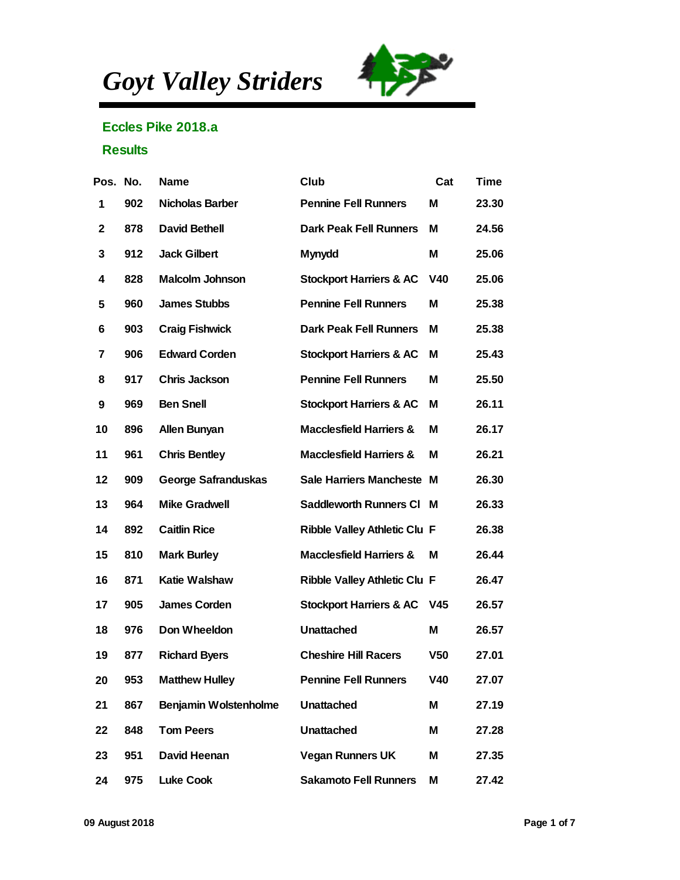# *Goyt Valley Striders*

## Eccles Pike 2018.a

## Results

| Pos. | No. | Name | Club | Cat | Time |
|---|---|---|---|---|---|
| 1 | 902 | Nicholas Barber | Pennine Fell Runners | M | 23.30 |
| 2 | 878 | David Bethell | Dark Peak Fell Runners | M | 24.56 |
| 3 | 912 | Jack Gilbert | Mynydd | M | 25.06 |
| 4 | 828 | Malcolm Johnson | Stockport Harriers & AC | V40 | 25.06 |
| 5 | 960 | James Stubbs | Pennine Fell Runners | M | 25.38 |
| 6 | 903 | Craig Fishwick | Dark Peak Fell Runners | M | 25.38 |
| 7 | 906 | Edward Corden | Stockport Harriers & AC | M | 25.43 |
| 8 | 917 | Chris Jackson | Pennine Fell Runners | M | 25.50 |
| 9 | 969 | Ben Snell | Stockport Harriers & AC | M | 26.11 |
| 10 | 896 | Allen Bunyan | Macclesfield Harriers & | M | 26.17 |
| 11 | 961 | Chris Bentley | Macclesfield Harriers & | M | 26.21 |
| 12 | 909 | George Safranduskas | Sale Harriers Mancheste | M | 26.30 |
| 13 | 964 | Mike Gradwell | Saddleworth Runners Cl | M | 26.33 |
| 14 | 892 | Caitlin Rice | Ribble Valley Athletic Clu | F | 26.38 |
| 15 | 810 | Mark Burley | Macclesfield Harriers & | M | 26.44 |
| 16 | 871 | Katie Walshaw | Ribble Valley Athletic Clu | F | 26.47 |
| 17 | 905 | James Corden | Stockport Harriers & AC | V45 | 26.57 |
| 18 | 976 | Don Wheeldon | Unattached | M | 26.57 |
| 19 | 877 | Richard Byers | Cheshire Hill Racers | V50 | 27.01 |
| 20 | 953 | Matthew Hulley | Pennine Fell Runners | V40 | 27.07 |
| 21 | 867 | Benjamin Wolstenholme | Unattached | M | 27.19 |
| 22 | 848 | Tom Peers | Unattached | M | 27.28 |
| 23 | 951 | David Heenan | Vegan Runners UK | M | 27.35 |
| 24 | 975 | Luke Cook | Sakamoto Fell Runners | M | 27.42 |

09 August 2018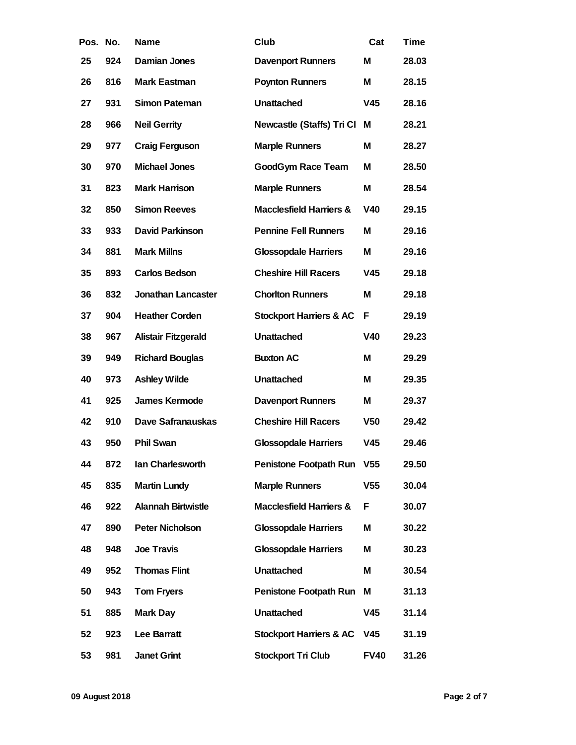| Pos. | No. | Name | Club | Cat | Time |
|---|---|---|---|---|---|
| 25 | 924 | Damian Jones | Davenport Runners | M | 28.03 |
| 26 | 816 | Mark Eastman | Poynton Runners | M | 28.15 |
| 27 | 931 | Simon Pateman | Unattached | V45 | 28.16 |
| 28 | 966 | Neil Gerrity | Newcastle (Staffs) Tri Cl | M | 28.21 |
| 29 | 977 | Craig Ferguson | Marple Runners | M | 28.27 |
| 30 | 970 | Michael Jones | GoodGym Race Team | M | 28.50 |
| 31 | 823 | Mark Harrison | Marple Runners | M | 28.54 |
| 32 | 850 | Simon Reeves | Macclesfield Harriers & | V40 | 29.15 |
| 33 | 933 | David Parkinson | Pennine Fell Runners | M | 29.16 |
| 34 | 881 | Mark Millns | Glossopdale Harriers | M | 29.16 |
| 35 | 893 | Carlos Bedson | Cheshire Hill Racers | V45 | 29.18 |
| 36 | 832 | Jonathan Lancaster | Chorlton Runners | M | 29.18 |
| 37 | 904 | Heather Corden | Stockport Harriers & AC | F | 29.19 |
| 38 | 967 | Alistair Fitzgerald | Unattached | V40 | 29.23 |
| 39 | 949 | Richard Bouglas | Buxton AC | M | 29.29 |
| 40 | 973 | Ashley Wilde | Unattached | M | 29.35 |
| 41 | 925 | James Kermode | Davenport Runners | M | 29.37 |
| 42 | 910 | Dave Safranauskas | Cheshire Hill Racers | V50 | 29.42 |
| 43 | 950 | Phil Swan | Glossopdale Harriers | V45 | 29.46 |
| 44 | 872 | Ian Charlesworth | Penistone Footpath Run | V55 | 29.50 |
| 45 | 835 | Martin Lundy | Marple Runners | V55 | 30.04 |
| 46 | 922 | Alannah Birtwistle | Macclesfield Harriers & | F | 30.07 |
| 47 | 890 | Peter Nicholson | Glossopdale Harriers | M | 30.22 |
| 48 | 948 | Joe Travis | Glossopdale Harriers | M | 30.23 |
| 49 | 952 | Thomas Flint | Unattached | M | 30.54 |
| 50 | 943 | Tom Fryers | Penistone Footpath Run | M | 31.13 |
| 51 | 885 | Mark Day | Unattached | V45 | 31.14 |
| 52 | 923 | Lee Barratt | Stockport Harriers & AC | V45 | 31.19 |
| 53 | 981 | Janet Grint | Stockport Tri Club | FV40 | 31.26 |

09 August 2018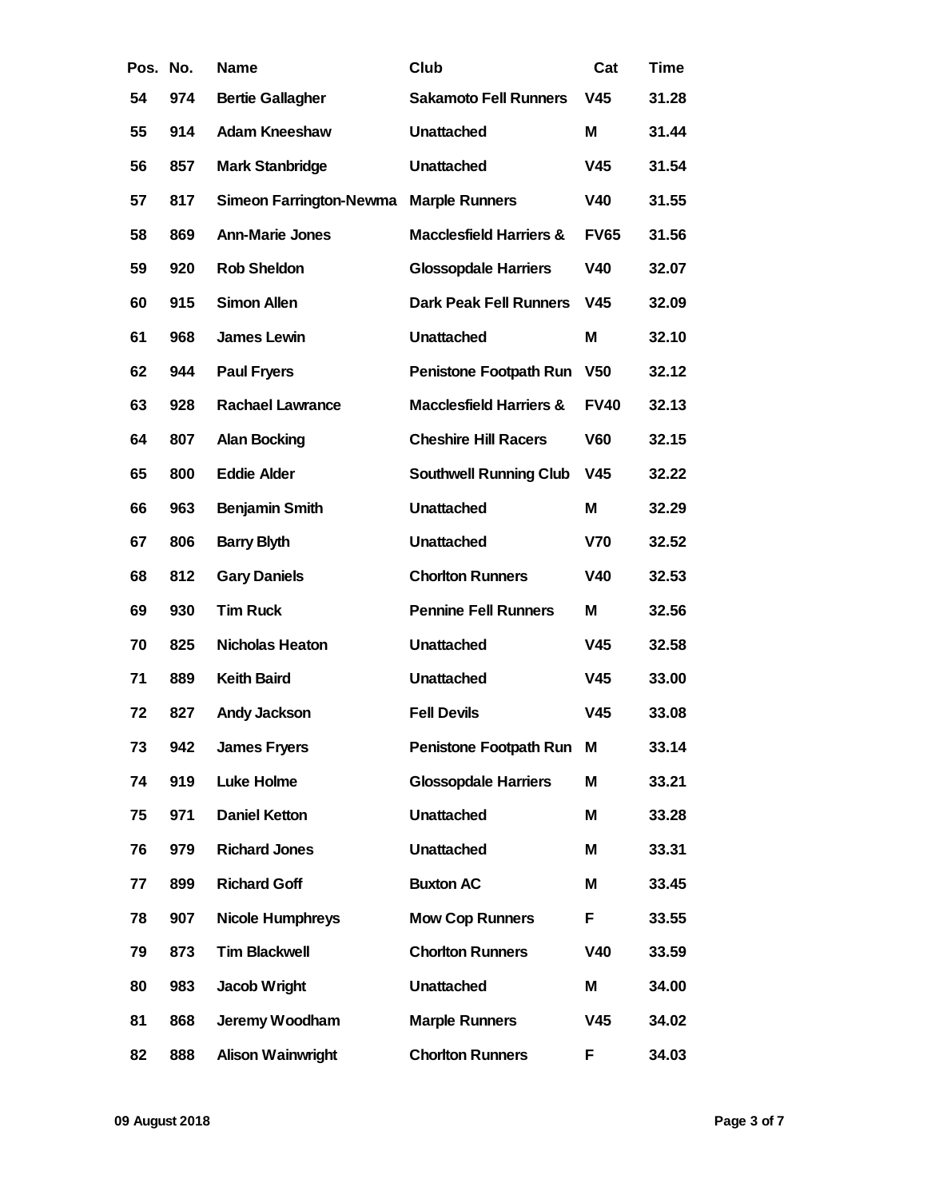| Pos. | No. | Name | Club | Cat | Time |
|---|---|---|---|---|---|
| 54 | 974 | Bertie Gallagher | Sakamoto Fell Runners | V45 | 31.28 |
| 55 | 914 | Adam Kneeshaw | Unattached | M | 31.44 |
| 56 | 857 | Mark Stanbridge | Unattached | V45 | 31.54 |
| 57 | 817 | Simeon Farrington-Newma | Marple Runners | V40 | 31.55 |
| 58 | 869 | Ann-Marie Jones | Macclesfield Harriers & | FV65 | 31.56 |
| 59 | 920 | Rob Sheldon | Glossopdale Harriers | V40 | 32.07 |
| 60 | 915 | Simon Allen | Dark Peak Fell Runners | V45 | 32.09 |
| 61 | 968 | James Lewin | Unattached | M | 32.10 |
| 62 | 944 | Paul Fryers | Penistone Footpath Run | V50 | 32.12 |
| 63 | 928 | Rachael Lawrance | Macclesfield Harriers & | FV40 | 32.13 |
| 64 | 807 | Alan Bocking | Cheshire Hill Racers | V60 | 32.15 |
| 65 | 800 | Eddie Alder | Southwell Running Club | V45 | 32.22 |
| 66 | 963 | Benjamin Smith | Unattached | M | 32.29 |
| 67 | 806 | Barry Blyth | Unattached | V70 | 32.52 |
| 68 | 812 | Gary Daniels | Chorlton Runners | V40 | 32.53 |
| 69 | 930 | Tim Ruck | Pennine Fell Runners | M | 32.56 |
| 70 | 825 | Nicholas Heaton | Unattached | V45 | 32.58 |
| 71 | 889 | Keith Baird | Unattached | V45 | 33.00 |
| 72 | 827 | Andy Jackson | Fell Devils | V45 | 33.08 |
| 73 | 942 | James Fryers | Penistone Footpath Run | M | 33.14 |
| 74 | 919 | Luke Holme | Glossopdale Harriers | M | 33.21 |
| 75 | 971 | Daniel Ketton | Unattached | M | 33.28 |
| 76 | 979 | Richard Jones | Unattached | M | 33.31 |
| 77 | 899 | Richard Goff | Buxton AC | M | 33.45 |
| 78 | 907 | Nicole Humphreys | Mow Cop Runners | F | 33.55 |
| 79 | 873 | Tim Blackwell | Chorlton Runners | V40 | 33.59 |
| 80 | 983 | Jacob Wright | Unattached | M | 34.00 |
| 81 | 868 | Jeremy Woodham | Marple Runners | V45 | 34.02 |
| 82 | 888 | Alison Wainwright | Chorlton Runners | F | 34.03 |

09 August 2018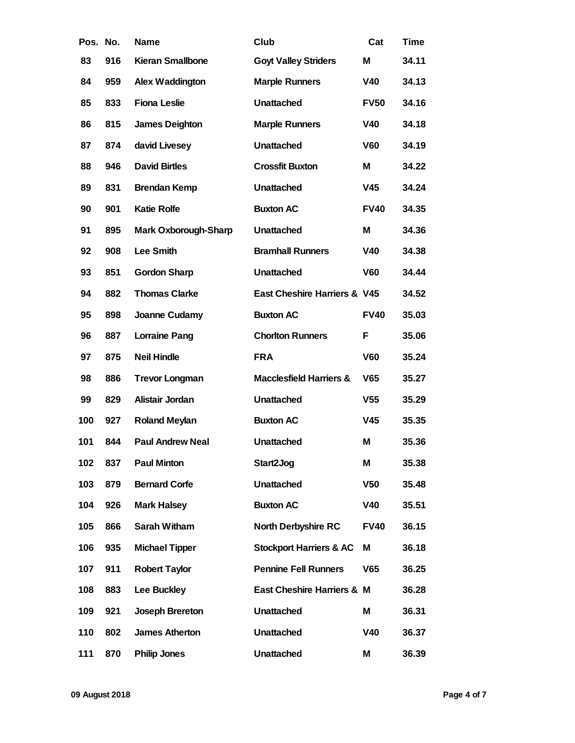| Pos. | No. | Name | Club | Cat | Time |
|---|---|---|---|---|---|
| 83 | 916 | Kieran Smallbone | Goyt Valley Striders | M | 34.11 |
| 84 | 959 | Alex Waddington | Marple Runners | V40 | 34.13 |
| 85 | 833 | Fiona Leslie | Unattached | FV50 | 34.16 |
| 86 | 815 | James Deighton | Marple Runners | V40 | 34.18 |
| 87 | 874 | david Livesey | Unattached | V60 | 34.19 |
| 88 | 946 | David Birtles | Crossfit Buxton | M | 34.22 |
| 89 | 831 | Brendan Kemp | Unattached | V45 | 34.24 |
| 90 | 901 | Katie Rolfe | Buxton AC | FV40 | 34.35 |
| 91 | 895 | Mark Oxborough-Sharp | Unattached | M | 34.36 |
| 92 | 908 | Lee Smith | Bramhall Runners | V40 | 34.38 |
| 93 | 851 | Gordon Sharp | Unattached | V60 | 34.44 |
| 94 | 882 | Thomas Clarke | East Cheshire Harriers & | V45 | 34.52 |
| 95 | 898 | Joanne Cudamy | Buxton AC | FV40 | 35.03 |
| 96 | 887 | Lorraine Pang | Chorlton Runners | F | 35.06 |
| 97 | 875 | Neil Hindle | FRA | V60 | 35.24 |
| 98 | 886 | Trevor Longman | Macclesfield Harriers & | V65 | 35.27 |
| 99 | 829 | Alistair Jordan | Unattached | V55 | 35.29 |
| 100 | 927 | Roland Meylan | Buxton AC | V45 | 35.35 |
| 101 | 844 | Paul Andrew Neal | Unattached | M | 35.36 |
| 102 | 837 | Paul Minton | Start2Jog | M | 35.38 |
| 103 | 879 | Bernard Corfe | Unattached | V50 | 35.48 |
| 104 | 926 | Mark Halsey | Buxton AC | V40 | 35.51 |
| 105 | 866 | Sarah Witham | North Derbyshire RC | FV40 | 36.15 |
| 106 | 935 | Michael Tipper | Stockport Harriers & AC | M | 36.18 |
| 107 | 911 | Robert Taylor | Pennine Fell Runners | V65 | 36.25 |
| 108 | 883 | Lee Buckley | East Cheshire Harriers & | M | 36.28 |
| 109 | 921 | Joseph Brereton | Unattached | M | 36.31 |
| 110 | 802 | James Atherton | Unattached | V40 | 36.37 |
| 111 | 870 | Philip Jones | Unattached | M | 36.39 |

09 August 2018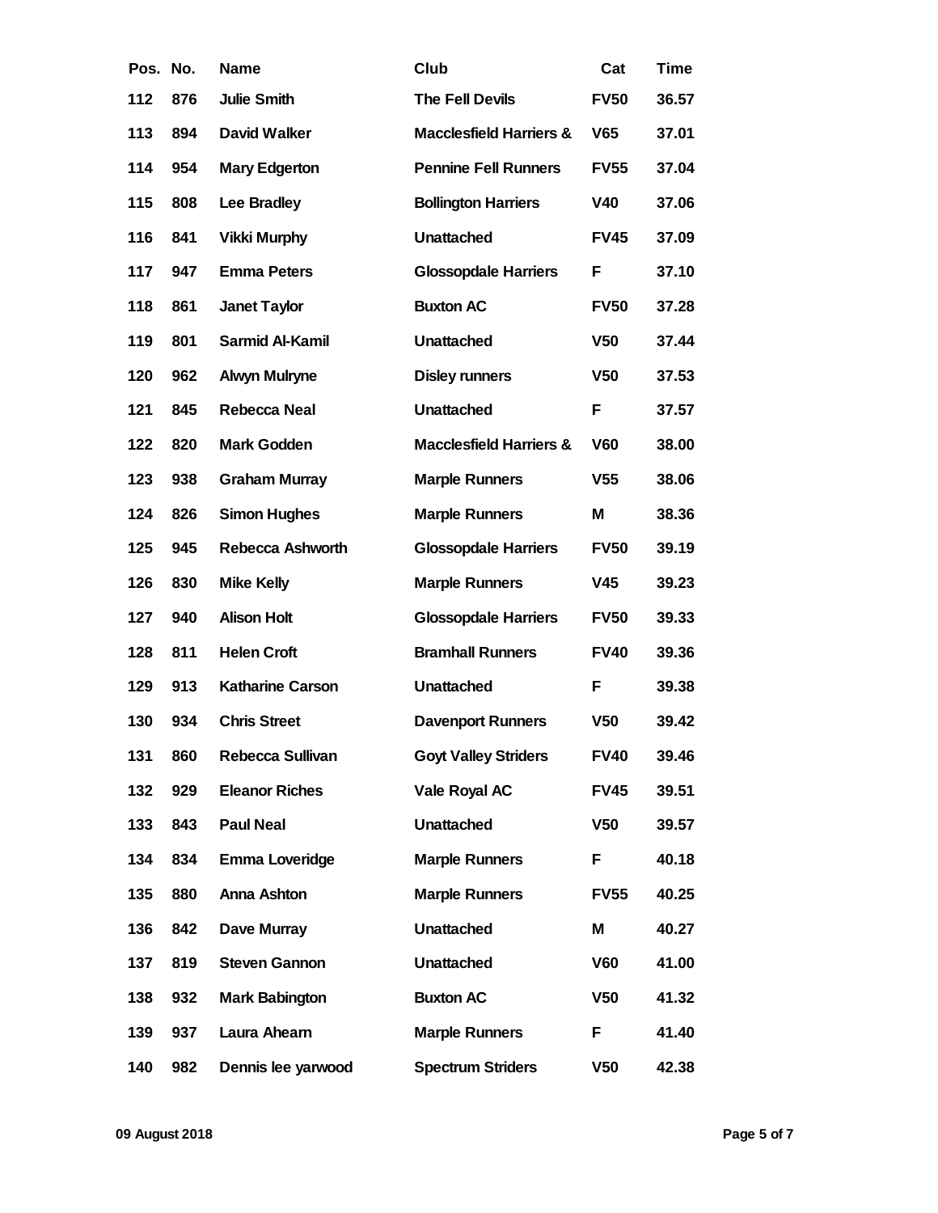| Pos. | No. | Name | Club | Cat | Time |
|---|---|---|---|---|---|
| 112 | 876 | Julie Smith | The Fell Devils | FV50 | 36.57 |
| 113 | 894 | David Walker | Macclesfield Harriers & | V65 | 37.01 |
| 114 | 954 | Mary Edgerton | Pennine Fell Runners | FV55 | 37.04 |
| 115 | 808 | Lee Bradley | Bollington Harriers | V40 | 37.06 |
| 116 | 841 | Vikki Murphy | Unattached | FV45 | 37.09 |
| 117 | 947 | Emma Peters | Glossopdale Harriers | F | 37.10 |
| 118 | 861 | Janet Taylor | Buxton AC | FV50 | 37.28 |
| 119 | 801 | Sarmid Al-Kamil | Unattached | V50 | 37.44 |
| 120 | 962 | Alwyn Mulryne | Disley runners | V50 | 37.53 |
| 121 | 845 | Rebecca Neal | Unattached | F | 37.57 |
| 122 | 820 | Mark Godden | Macclesfield Harriers & | V60 | 38.00 |
| 123 | 938 | Graham Murray | Marple Runners | V55 | 38.06 |
| 124 | 826 | Simon Hughes | Marple Runners | M | 38.36 |
| 125 | 945 | Rebecca Ashworth | Glossopdale Harriers | FV50 | 39.19 |
| 126 | 830 | Mike Kelly | Marple Runners | V45 | 39.23 |
| 127 | 940 | Alison Holt | Glossopdale Harriers | FV50 | 39.33 |
| 128 | 811 | Helen Croft | Bramhall Runners | FV40 | 39.36 |
| 129 | 913 | Katharine Carson | Unattached | F | 39.38 |
| 130 | 934 | Chris Street | Davenport Runners | V50 | 39.42 |
| 131 | 860 | Rebecca Sullivan | Goyt Valley Striders | FV40 | 39.46 |
| 132 | 929 | Eleanor Riches | Vale Royal AC | FV45 | 39.51 |
| 133 | 843 | Paul Neal | Unattached | V50 | 39.57 |
| 134 | 834 | Emma Loveridge | Marple Runners | F | 40.18 |
| 135 | 880 | Anna Ashton | Marple Runners | FV55 | 40.25 |
| 136 | 842 | Dave Murray | Unattached | M | 40.27 |
| 137 | 819 | Steven Gannon | Unattached | V60 | 41.00 |
| 138 | 932 | Mark Babington | Buxton AC | V50 | 41.32 |
| 139 | 937 | Laura Ahearn | Marple Runners | F | 41.40 |
| 140 | 982 | Dennis lee yarwood | Spectrum Striders | V50 | 42.38 |

09 August 2018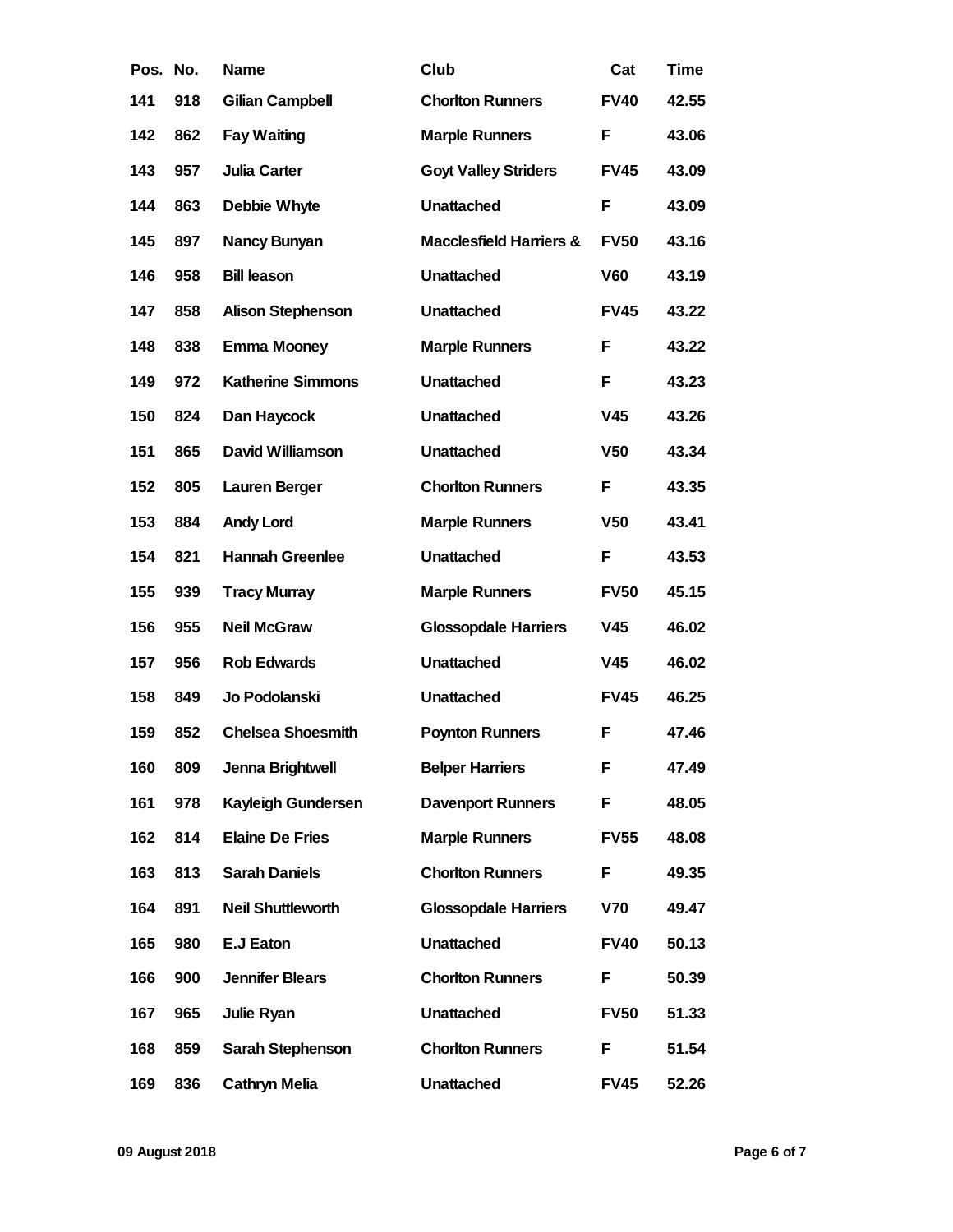| Pos. | No. | Name | Club | Cat | Time |
|---|---|---|---|---|---|
| 141 | 918 | Gilian Campbell | Chorlton Runners | FV40 | 42.55 |
| 142 | 862 | Fay Waiting | Marple Runners | F | 43.06 |
| 143 | 957 | Julia Carter | Goyt Valley Striders | FV45 | 43.09 |
| 144 | 863 | Debbie Whyte | Unattached | F | 43.09 |
| 145 | 897 | Nancy Bunyan | Macclesfield Harriers & | FV50 | 43.16 |
| 146 | 958 | Bill leason | Unattached | V60 | 43.19 |
| 147 | 858 | Alison Stephenson | Unattached | FV45 | 43.22 |
| 148 | 838 | Emma Mooney | Marple Runners | F | 43.22 |
| 149 | 972 | Katherine Simmons | Unattached | F | 43.23 |
| 150 | 824 | Dan Haycock | Unattached | V45 | 43.26 |
| 151 | 865 | David Williamson | Unattached | V50 | 43.34 |
| 152 | 805 | Lauren Berger | Chorlton Runners | F | 43.35 |
| 153 | 884 | Andy Lord | Marple Runners | V50 | 43.41 |
| 154 | 821 | Hannah Greenlee | Unattached | F | 43.53 |
| 155 | 939 | Tracy Murray | Marple Runners | FV50 | 45.15 |
| 156 | 955 | Neil McGraw | Glossopdale Harriers | V45 | 46.02 |
| 157 | 956 | Rob Edwards | Unattached | V45 | 46.02 |
| 158 | 849 | Jo Podolanski | Unattached | FV45 | 46.25 |
| 159 | 852 | Chelsea Shoesmith | Poynton Runners | F | 47.46 |
| 160 | 809 | Jenna Brightwell | Belper Harriers | F | 47.49 |
| 161 | 978 | Kayleigh Gundersen | Davenport Runners | F | 48.05 |
| 162 | 814 | Elaine De Fries | Marple Runners | FV55 | 48.08 |
| 163 | 813 | Sarah Daniels | Chorlton Runners | F | 49.35 |
| 164 | 891 | Neil Shuttleworth | Glossopdale Harriers | V70 | 49.47 |
| 165 | 980 | E.J Eaton | Unattached | FV40 | 50.13 |
| 166 | 900 | Jennifer Blears | Chorlton Runners | F | 50.39 |
| 167 | 965 | Julie Ryan | Unattached | FV50 | 51.33 |
| 168 | 859 | Sarah Stephenson | Chorlton Runners | F | 51.54 |
| 169 | 836 | Cathryn Melia | Unattached | FV45 | 52.26 |

09 August 2018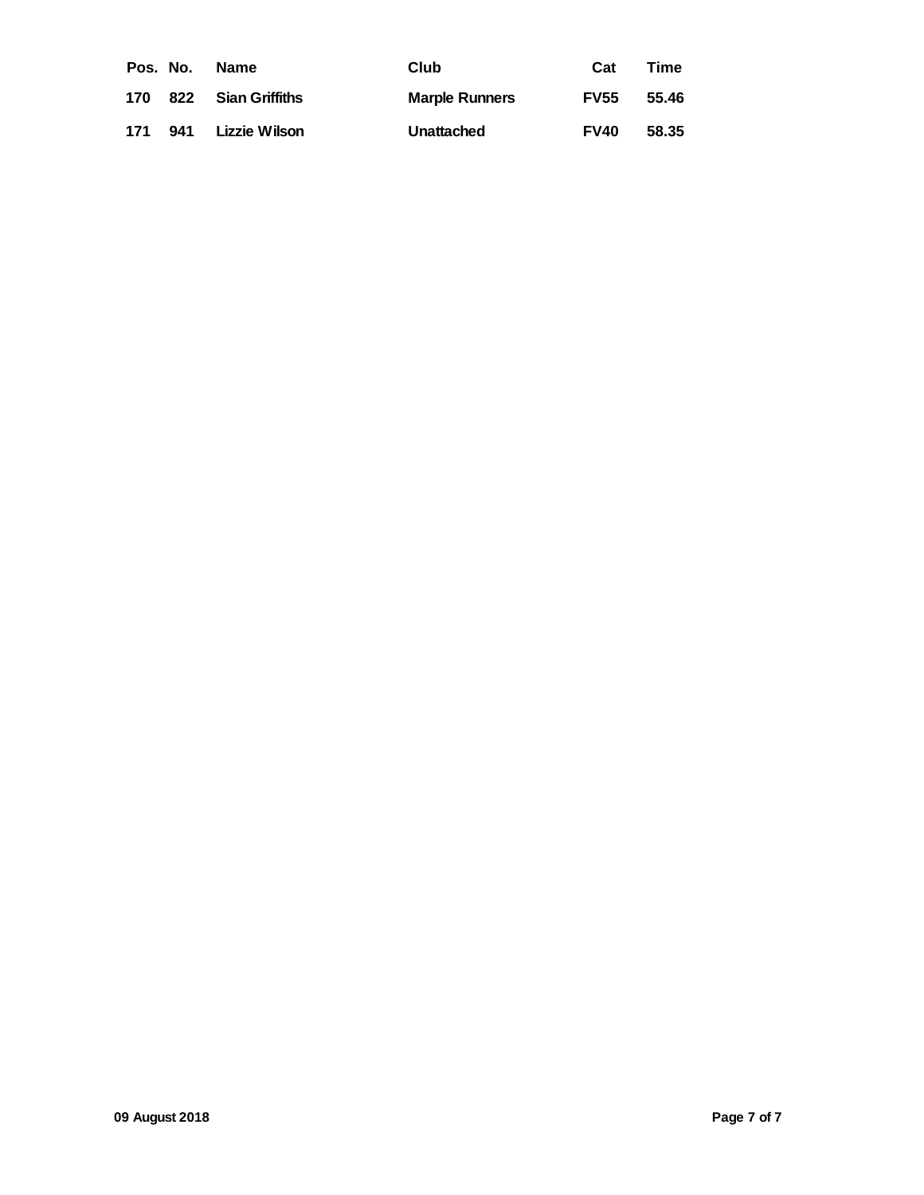| Pos. | No. | Name | Club | Cat | Time |
|---|---|---|---|---|---|
| 170 | 822 | Sian Griffiths | Marple Runners | FV55 | 55.46 |
| 171 | 941 | Lizzie Wilson | Unattached | FV40 | 58.35 |

09 August 2018